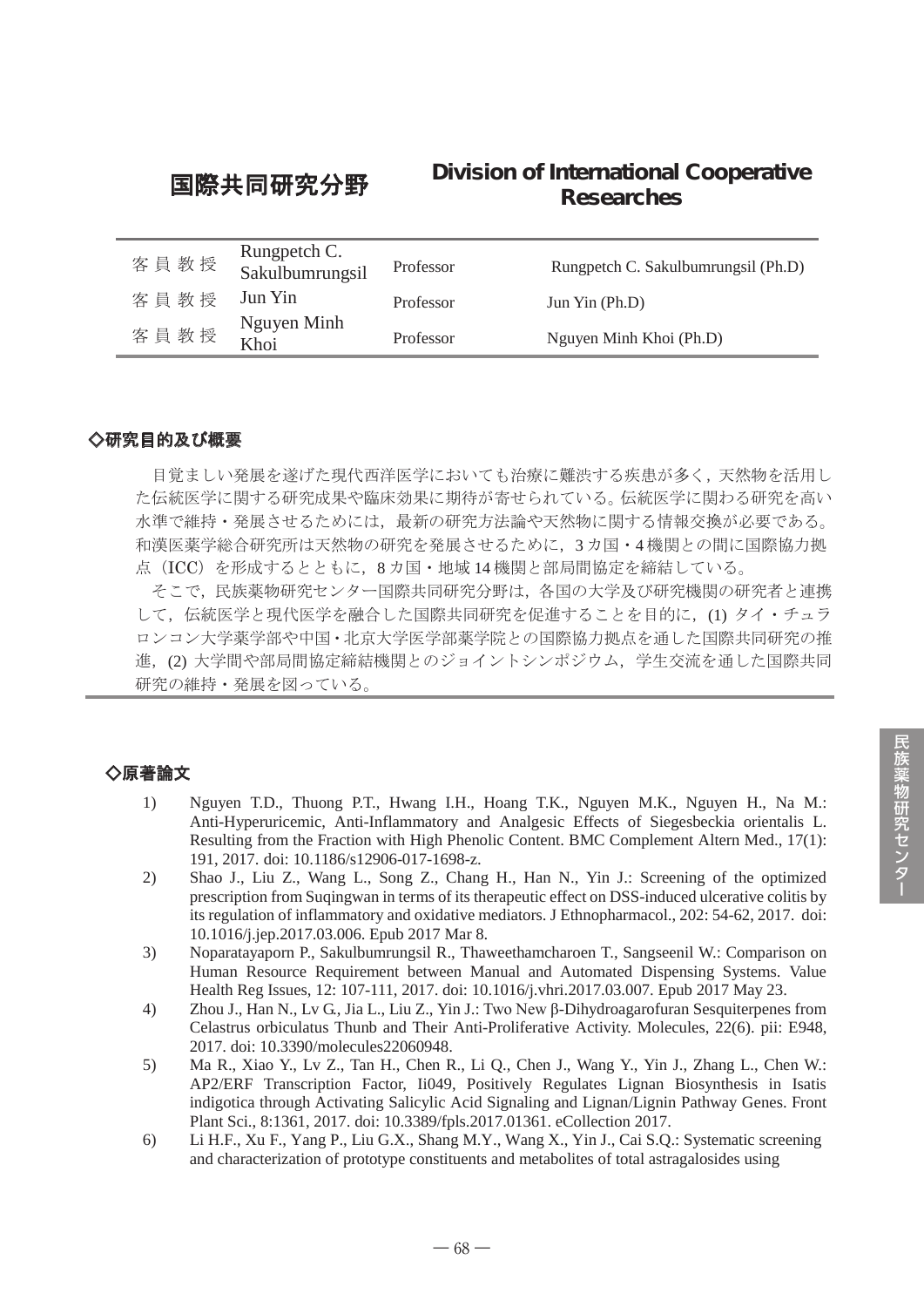# 国際共同研究分野　Division of International Cooperative Researches

| | | | |
|---|---|---|---|
| 客員教授 | Rungpetch C. Sakulbumrungsil | Professor | Rungpetch C. Sakulbumrungsil (Ph.D) |
| 客員教授 | Jun Yin | Professor | Jun Yin (Ph.D) |
| 客員教授 | Nguyen Minh Khoi | Professor | Nguyen Minh Khoi (Ph.D) |

## ◇研究目的及び概要

目覚ましい発展を遂げた現代西洋医学においても治療に難渋する疾患が多く，天然物を活用した伝統医学に関する研究成果や臨床効果に期待が寄せられている。伝統医学に関わる研究を高い水準で維持・発展させるためには，最新の研究方法論や天然物に関する情報交換が必要である。和漢医薬学総合研究所は天然物の研究を発展させるために，3カ国・4機関との間に国際協力拠点（ICC）を形成するとともに，8カ国・地域14機関と部局間協定を締結している。

そこで，民族薬物研究センター国際共同研究分野は，各国の大学及び研究機関の研究者と連携して，伝統医学と現代医学を融合した国際共同研究を促進することを目的に，(1) タイ・チュラロンコン大学薬学部や中国・北京大学医学部薬学院との国際協力拠点を通した国際共同研究の推進，(2) 大学間や部局間協定締結機関とのジョイントシンポジウム，学生交流を通した国際共同研究の維持・発展を図っている。

## ◇原著論文

1) Nguyen T.D., Thuong P.T., Hwang I.H., Hoang T.K., Nguyen M.K., Nguyen H., Na M.: Anti-Hyperuricemic, Anti-Inflammatory and Analgesic Effects of Siegesbeckia orientalis L. Resulting from the Fraction with High Phenolic Content. BMC Complement Altern Med., 17(1): 191, 2017. doi: 10.1186/s12906-017-1698-z.
2) Shao J., Liu Z., Wang L., Song Z., Chang H., Han N., Yin J.: Screening of the optimized prescription from Suqingwan in terms of its therapeutic effect on DSS-induced ulcerative colitis by its regulation of inflammatory and oxidative mediators. J Ethnopharmacol., 202: 54-62, 2017. doi: 10.1016/j.jep.2017.03.006. Epub 2017 Mar 8.
3) Noparatayaporn P., Sakulbumrungsil R., Thaweethamcharoen T., Sangseenil W.: Comparison on Human Resource Requirement between Manual and Automated Dispensing Systems. Value Health Reg Issues, 12: 107-111, 2017. doi: 10.1016/j.vhri.2017.03.007. Epub 2017 May 23.
4) Zhou J., Han N., Lv G., Jia L., Liu Z., Yin J.: Two New β-Dihydroagarofuran Sesquiterpenes from Celastrus orbiculatus Thunb and Their Anti-Proliferative Activity. Molecules, 22(6). pii: E948, 2017. doi: 10.3390/molecules22060948.
5) Ma R., Xiao Y., Lv Z., Tan H., Chen R., Li Q., Chen J., Wang Y., Yin J., Zhang L., Chen W.: AP2/ERF Transcription Factor, Ii049, Positively Regulates Lignan Biosynthesis in Isatis indigotica through Activating Salicylic Acid Signaling and Lignan/Lignin Pathway Genes. Front Plant Sci., 8:1361, 2017. doi: 10.3389/fpls.2017.01361. eCollection 2017.
6) Li H.F., Xu F., Yang P., Liu G.X., Shang M.Y., Wang X., Yin J., Cai S.Q.: Systematic screening and characterization of prototype constituents and metabolites of total astragalosides using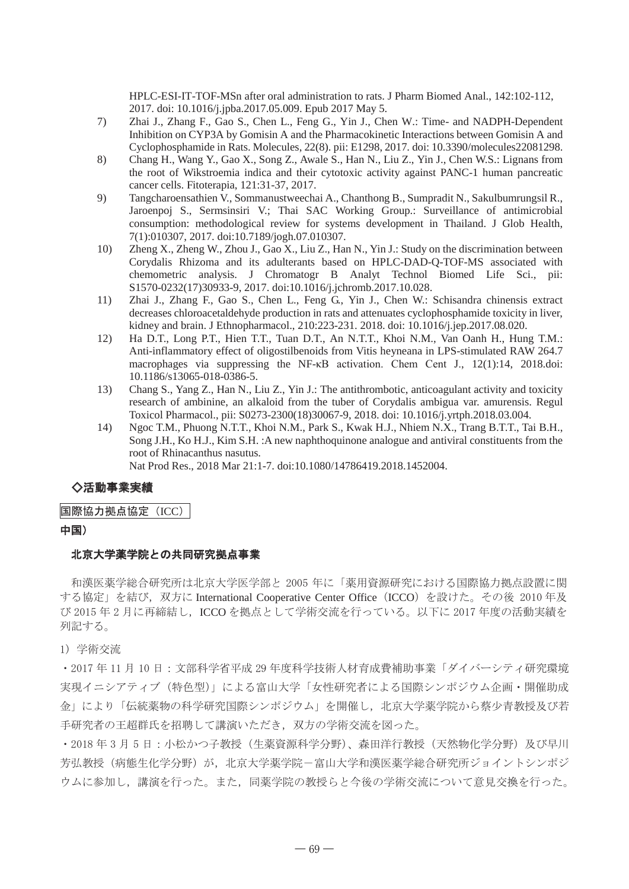HPLC-ESI-IT-TOF-MSn after oral administration to rats. J Pharm Biomed Anal., 142:102-112, 2017. doi: 10.1016/j.jpba.2017.05.009. Epub 2017 May 5.

7) Zhai J., Zhang F., Gao S., Chen L., Feng G., Yin J., Chen W.: Time- and NADPH-Dependent Inhibition on CYP3A by Gomisin A and the Pharmacokinetic Interactions between Gomisin A and Cyclophosphamide in Rats. Molecules, 22(8). pii: E1298, 2017. doi: 10.3390/molecules22081298.

8) Chang H., Wang Y., Gao X., Song Z., Awale S., Han N., Liu Z., Yin J., Chen W.S.: Lignans from the root of Wikstroemia indica and their cytotoxic activity against PANC-1 human pancreatic cancer cells. Fitoterapia, 121:31-37, 2017.

9) Tangcharoensathien V., Sommanustweechai A., Chanthong B., Sumpradit N., Sakulbumrungsil R., Jaroenpoj S., Sermsinsiri V.; Thai SAC Working Group.: Surveillance of antimicrobial consumption: methodological review for systems development in Thailand. J Glob Health, 7(1):010307, 2017. doi:10.7189/jogh.07.010307.

10) Zheng X., Zheng W., Zhou J., Gao X., Liu Z., Han N., Yin J.: Study on the discrimination between Corydalis Rhizoma and its adulterants based on HPLC-DAD-Q-TOF-MS associated with chemometric analysis. J Chromatogr B Analyt Technol Biomed Life Sci., pii: S1570-0232(17)30933-9, 2017. doi:10.1016/j.jchromb.2017.10.028.

11) Zhai J., Zhang F., Gao S., Chen L., Feng G., Yin J., Chen W.: Schisandra chinensis extract decreases chloroacetaldehyde production in rats and attenuates cyclophosphamide toxicity in liver, kidney and brain. J Ethnopharmacol., 210:223-231. 2018. doi: 10.1016/j.jep.2017.08.020.

12) Ha D.T., Long P.T., Hien T.T., Tuan D.T., An N.T.T., Khoi N.M., Van Oanh H., Hung T.M.: Anti-inflammatory effect of oligostilbenoids from Vitis heyneana in LPS-stimulated RAW 264.7 macrophages via suppressing the NF-κB activation. Chem Cent J., 12(1):14, 2018.doi: 10.1186/s13065-018-0386-5.

13) Chang S., Yang Z., Han N., Liu Z., Yin J.: The antithrombotic, anticoagulant activity and toxicity research of ambinine, an alkaloid from the tuber of Corydalis ambigua var. amurensis. Regul Toxicol Pharmacol., pii: S0273-2300(18)30067-9, 2018. doi: 10.1016/j.yrtph.2018.03.004.

14) Ngoc T.M., Phuong N.T.T., Khoi N.M., Park S., Kwak H.J., Nhiem N.X., Trang B.T.T., Tai B.H., Song J.H., Ko H.J., Kim S.H. :A new naphthoquinone analogue and antiviral constituents from the root of Rhinacanthus nasutus.
Nat Prod Res., 2018 Mar 21:1-7. doi:10.1080/14786419.2018.1452004.

## ◇活動事業実績

国際協力拠点協定（ICC）

**中国）**

### 北京大学薬学院との共同研究拠点事業

和漢医薬学総合研究所は北京大学医学部と 2005 年に「薬用資源研究における国際協力拠点設置に関する協定」を結び，双方に International Cooperative Center Office（ICCO）を設けた。その後 2010 年及び 2015 年 2 月に再締結し，ICCO を拠点として学術交流を行っている。以下に 2017 年度の活動実績を列記する。

1）学術交流

・2017 年 11 月 10 日：文部科学省平成 29 年度科学技術人材育成費補助事業「ダイバーシティ研究環境実現イニシアティブ（特色型）」による富山大学「女性研究者による国際シンポジウム企画・開催助成金」により「伝統薬物の科学研究国際シンポジウム」を開催し，北京大学薬学院から蔡少青教授及び若手研究者の王超群氏を招聘して講演いただき，双方の学術交流を図った。

・2018 年 3 月 5 日：小松かつ子教授（生薬資源科学分野）、森田洋行教授（天然物化学分野）及び早川芳弘教授（病態生化学分野）が，北京大学薬学院－富山大学和漢医薬学総合研究所ジョイントシンポジウムに参加し，講演を行った。また，同薬学院の教授らと今後の学術交流について意見交換を行った。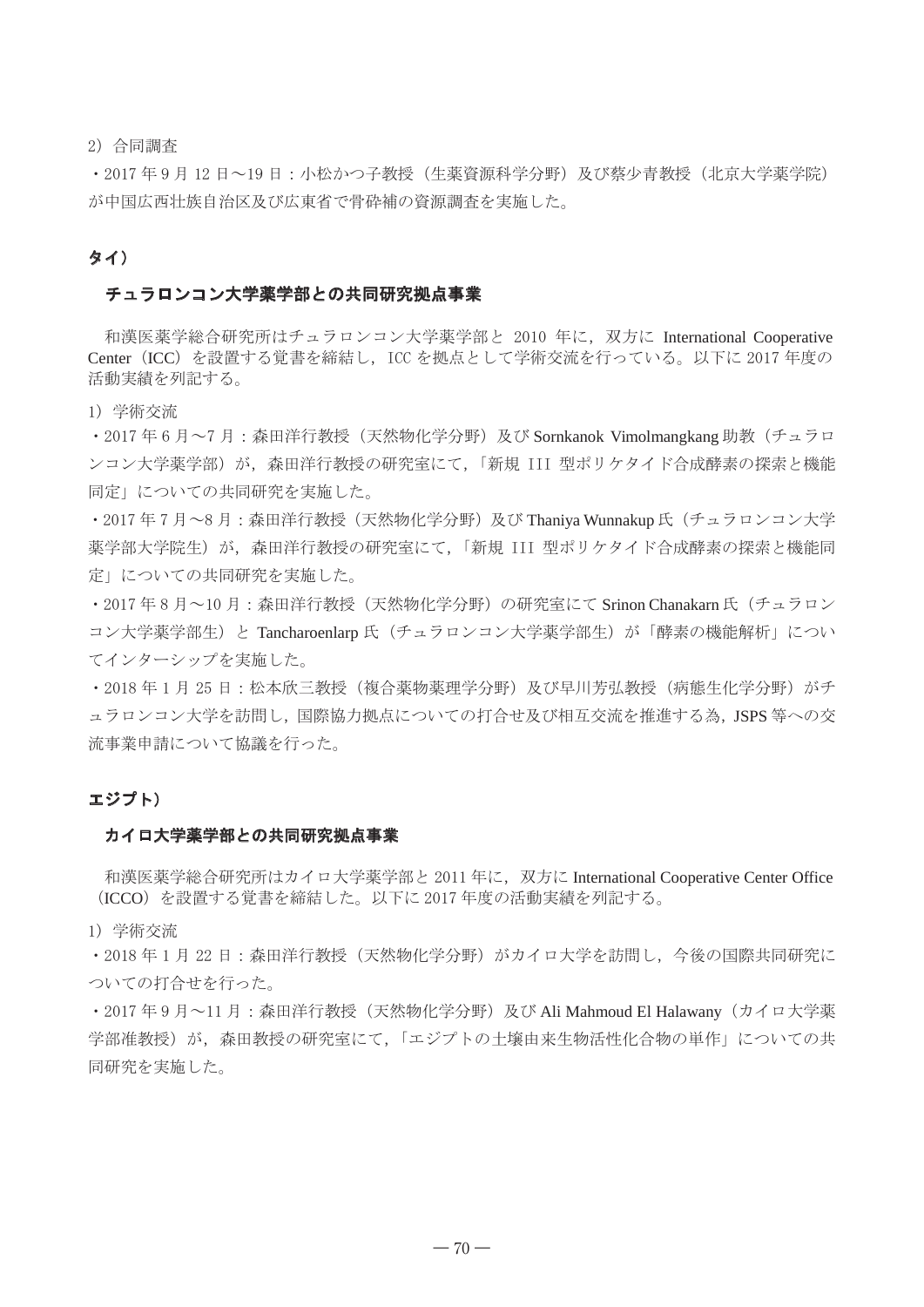2）合同調査

・2017 年 9 月 12 日～19 日：小松かつ子教授（生薬資源科学分野）及び蔡少青教授（北京大学薬学院）が中国広西壮族自治区及び広東省で骨砕補の資源調査を実施した。

## タイ）

### チュラロンコン大学薬学部との共同研究拠点事業

和漢医薬学総合研究所はチュラロンコン大学薬学部と 2010 年に，双方に International Cooperative Center（ICC）を設置する覚書を締結し，ICC を拠点として学術交流を行っている。以下に 2017 年度の活動実績を列記する。

1）学術交流

・2017 年 6 月～7 月：森田洋行教授（天然物化学分野）及び Sornkanok Vimolmangkang 助教（チュラロンコン大学薬学部）が，森田洋行教授の研究室にて，「新規 III 型ポリケタイド合成酵素の探索と機能同定」についての共同研究を実施した。

・2017 年 7 月～8 月：森田洋行教授（天然物化学分野）及び Thaniya Wunnakup 氏（チュラロンコン大学薬学部大学院生）が，森田洋行教授の研究室にて，「新規 III 型ポリケタイド合成酵素の探索と機能同定」についての共同研究を実施した。

・2017 年 8 月～10 月：森田洋行教授（天然物化学分野）の研究室にて Srinon Chanakarn 氏（チュラロンコン大学薬学部生）と Tancharoenlarp 氏（チュラロンコン大学薬学部生）が「酵素の機能解析」についてインターシップを実施した。

・2018 年 1 月 25 日：松本欣三教授（複合薬物薬理学分野）及び早川芳弘教授（病態生化学分野）がチュラロンコン大学を訪問し，国際協力拠点についての打合せ及び相互交流を推進する為，JSPS 等への交流事業申請について協議を行った。

## エジプト）

### カイロ大学薬学部との共同研究拠点事業

和漢医薬学総合研究所はカイロ大学薬学部と 2011 年に，双方に International Cooperative Center Office（ICCO）を設置する覚書を締結した。以下に 2017 年度の活動実績を列記する。

1）学術交流

・2018 年 1 月 22 日：森田洋行教授（天然物化学分野）がカイロ大学を訪問し，今後の国際共同研究についての打合せを行った。

・2017 年 9 月～11 月：森田洋行教授（天然物化学分野）及び Ali Mahmoud El Halawany（カイロ大学薬学部准教授）が，森田教授の研究室にて，「エジプトの土壌由来生物活性化合物の単作」についての共同研究を実施した。